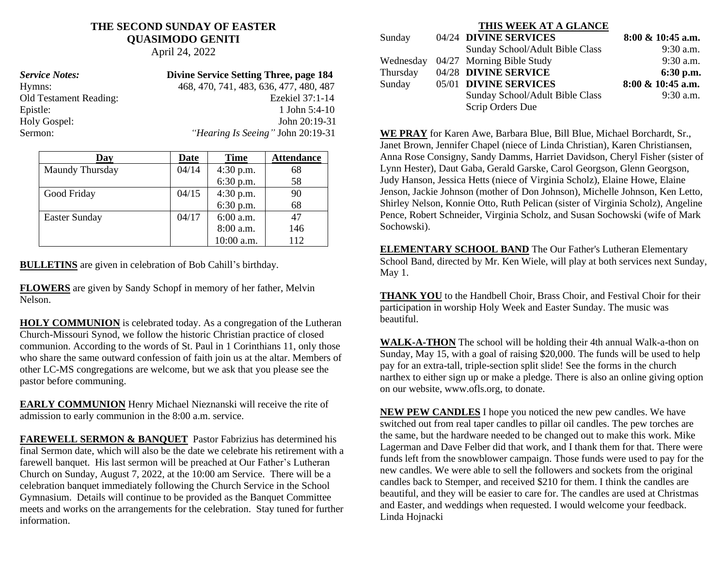# THE SECOND SUNDAY OF EASTER
## QUASIMODO GENITI
April 24, 2022

***Service Notes:*** **Divine Service Setting Three, page 184**

Hymns: 468, 470, 741, 483, 636, 477, 480, 487

Old Testament Reading: Ezekiel 37:1-14

Epistle: 1 John 5:4-10

Holy Gospel: John 20:19-31

Sermon: *"Hearing Is Seeing"* John 20:19-31

| Day | Date | Time | Attendance |
|---|---|---|---|
| Maundy Thursday | 04/14 | 4:30 p.m. | 68 |
| | | 6:30 p.m. | 58 |
| Good Friday | 04/15 | 4:30 p.m. | 90 |
| | | 6:30 p.m. | 68 |
| Easter Sunday | 04/17 | 6:00 a.m. | 47 |
| | | 8:00 a.m. | 146 |
| | | 10:00 a.m. | 112 |

**BULLETINS** are given in celebration of Bob Cahill's birthday.

**FLOWERS** are given by Sandy Schopf in memory of her father, Melvin Nelson.

**HOLY COMMUNION** is celebrated today. As a congregation of the Lutheran Church-Missouri Synod, we follow the historic Christian practice of closed communion. According to the words of St. Paul in 1 Corinthians 11, only those who share the same outward confession of faith join us at the altar. Members of other LC-MS congregations are welcome, but we ask that you please see the pastor before communing.

**EARLY COMMUNION** Henry Michael Nieznanski will receive the rite of admission to early communion in the 8:00 a.m. service.

**FAREWELL SERMON & BANQUET** Pastor Fabrizius has determined his final Sermon date, which will also be the date we celebrate his retirement with a farewell banquet. His last sermon will be preached at Our Father's Lutheran Church on Sunday, August 7, 2022, at the 10:00 am Service. There will be a celebration banquet immediately following the Church Service in the School Gymnasium. Details will continue to be provided as the Banquet Committee meets and works on the arrangements for the celebration. Stay tuned for further information.

## THIS WEEK AT A GLANCE

| | | | |
|---|---|---|---|
| Sunday | 04/24 | **DIVINE SERVICES** | **8:00 & 10:45 a.m.** |
| | | Sunday School/Adult Bible Class | 9:30 a.m. |
| Wednesday | 04/27 | Morning Bible Study | 9:30 a.m. |
| Thursday | 04/28 | **DIVINE SERVICE** | **6:30 p.m.** |
| Sunday | 05/01 | **DIVINE SERVICES** | **8:00 & 10:45 a.m.** |
| | | Sunday School/Adult Bible Class | 9:30 a.m. |
| | | Scrip Orders Due | |

**WE PRAY** for Karen Awe, Barbara Blue, Bill Blue, Michael Borchardt, Sr., Janet Brown, Jennifer Chapel (niece of Linda Christian), Karen Christiansen, Anna Rose Consigny, Sandy Damms, Harriet Davidson, Cheryl Fisher (sister of Lynn Hester), Daut Gaba, Gerald Garske, Carol Georgson, Glenn Georgson, Judy Hanson, Jessica Hetts (niece of Virginia Scholz), Elaine Howe, Elaine Jenson, Jackie Johnson (mother of Don Johnson), Michelle Johnson, Ken Letto, Shirley Nelson, Konnie Otto, Ruth Pelican (sister of Virginia Scholz), Angeline Pence, Robert Schneider, Virginia Scholz, and Susan Sochowski (wife of Mark Sochowski).

**ELEMENTARY SCHOOL BAND** The Our Father's Lutheran Elementary School Band, directed by Mr. Ken Wiele, will play at both services next Sunday, May 1.

**THANK YOU** to the Handbell Choir, Brass Choir, and Festival Choir for their participation in worship Holy Week and Easter Sunday. The music was beautiful.

**WALK-A-THON** The school will be holding their 4th annual Walk-a-thon on Sunday, May 15, with a goal of raising $20,000. The funds will be used to help pay for an extra-tall, triple-section split slide! See the forms in the church narthex to either sign up or make a pledge. There is also an online giving option on our website, www.ofls.org, to donate.

**NEW PEW CANDLES** I hope you noticed the new pew candles. We have switched out from real taper candles to pillar oil candles. The pew torches are the same, but the hardware needed to be changed out to make this work. Mike Lagerman and Dave Felber did that work, and I thank them for that. There were funds left from the snowblower campaign. Those funds were used to pay for the new candles. We were able to sell the followers and sockets from the original candles back to Stemper, and received $210 for them. I think the candles are beautiful, and they will be easier to care for. The candles are used at Christmas and Easter, and weddings when requested. I would welcome your feedback. Linda Hojnacki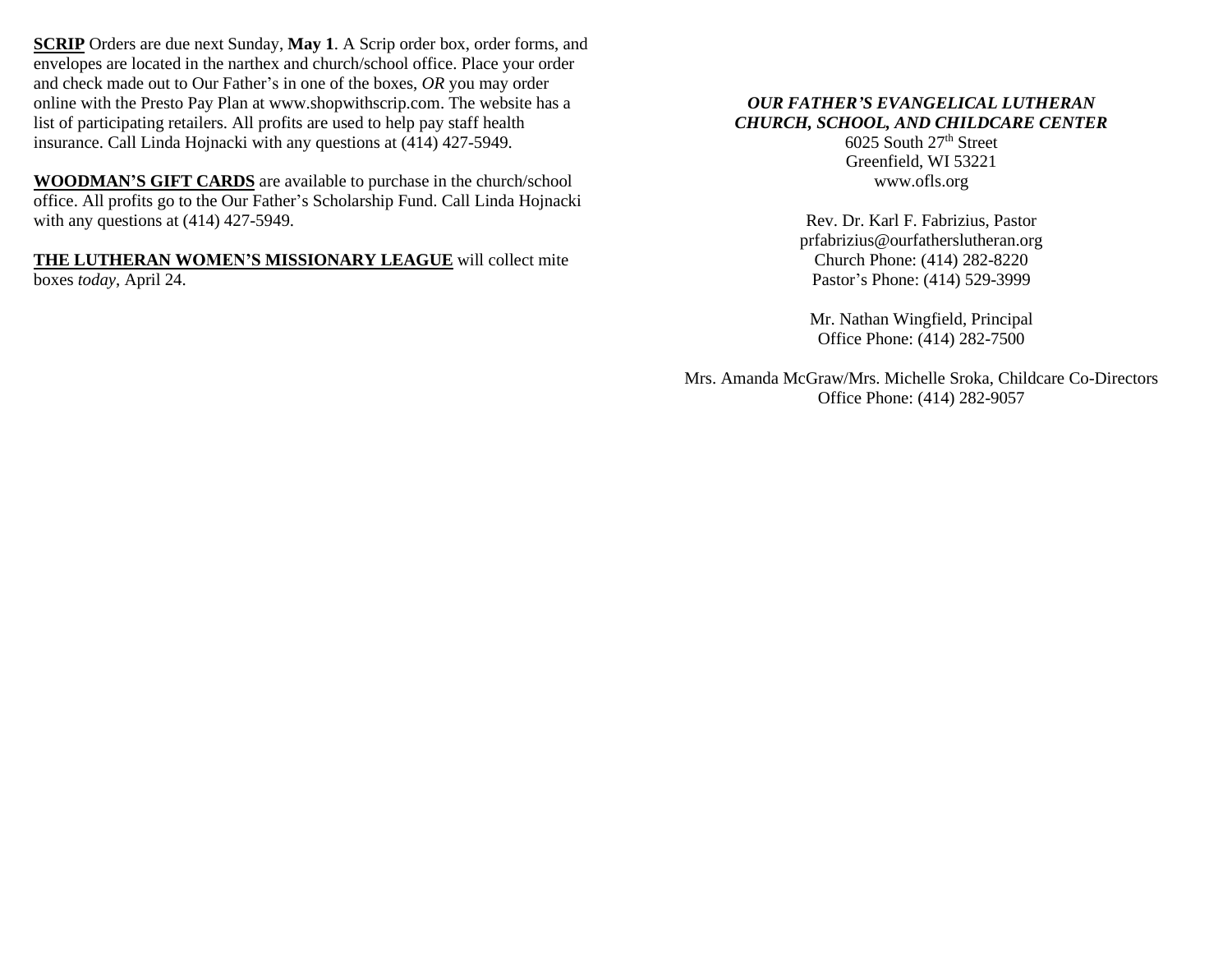<u>**SCRIP**</u> Orders are due next Sunday, **May 1**. A Scrip order box, order forms, and envelopes are located in the narthex and church/school office. Place your order and check made out to Our Father's in one of the boxes, *OR* you may order online with the Presto Pay Plan at www.shopwithscrip.com. The website has a list of participating retailers. All profits are used to help pay staff health insurance. Call Linda Hojnacki with any questions at (414) 427-5949.

<u>**WOODMAN'S GIFT CARDS**</u> are available to purchase in the church/school office. All profits go to the Our Father's Scholarship Fund. Call Linda Hojnacki with any questions at (414) 427-5949.

<u>**THE LUTHERAN WOMEN'S MISSIONARY LEAGUE**</u> will collect mite boxes *today*, April 24.

***OUR FATHER'S EVANGELICAL LUTHERAN CHURCH, SCHOOL, AND CHILDCARE CENTER***
6025 South 27th Street
Greenfield, WI 53221
www.ofls.org

Rev. Dr. Karl F. Fabrizius, Pastor
prfabrizius@ourfatherslutheran.org
Church Phone: (414) 282-8220
Pastor's Phone: (414) 529-3999

Mr. Nathan Wingfield, Principal
Office Phone: (414) 282-7500

Mrs. Amanda McGraw/Mrs. Michelle Sroka, Childcare Co-Directors
Office Phone: (414) 282-9057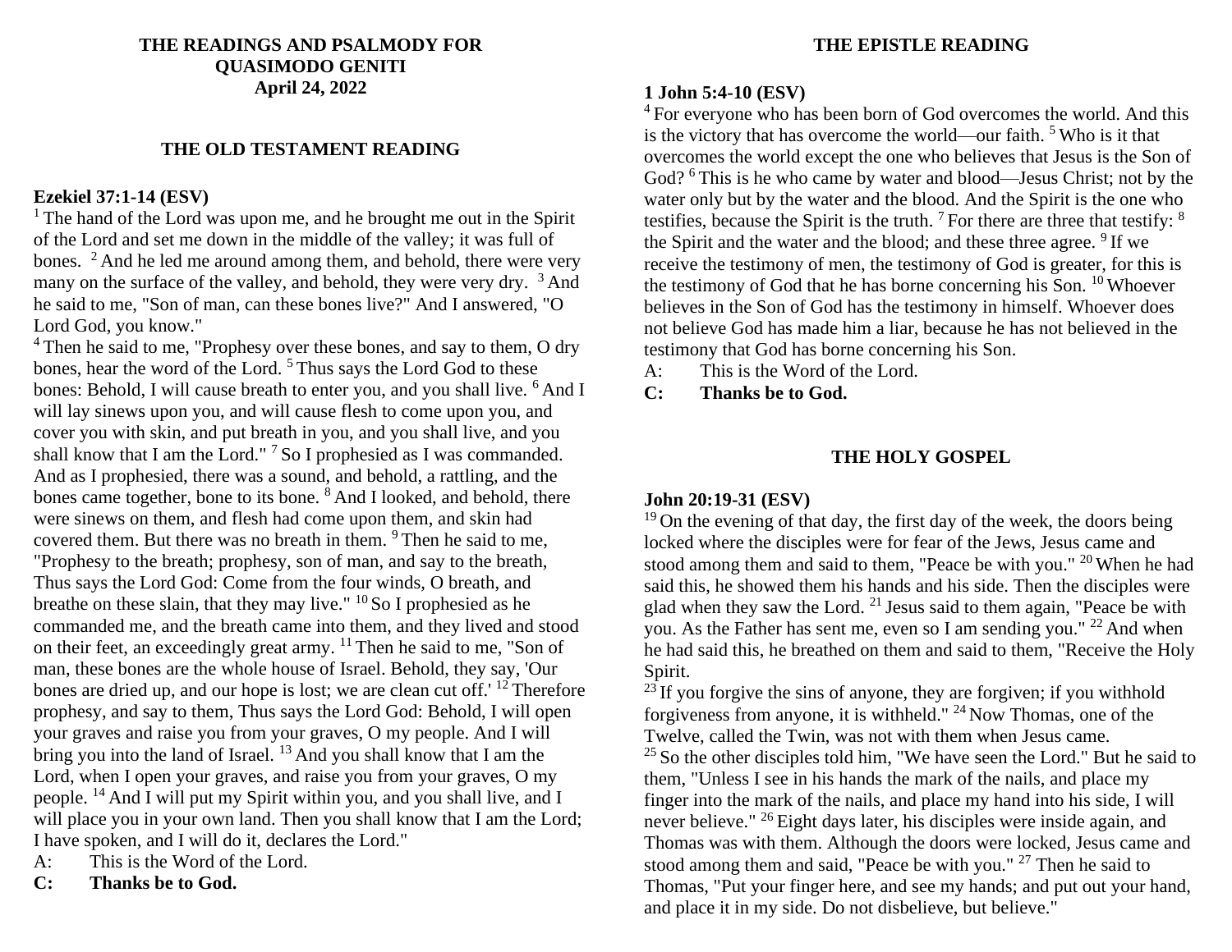**THE READINGS AND PSALMODY FOR QUASIMODO GENITI**
**April 24, 2022**

## THE OLD TESTAMENT READING

**Ezekiel 37:1-14 (ESV)**

[1] The hand of the Lord was upon me, and he brought me out in the Spirit of the Lord and set me down in the middle of the valley; it was full of bones. [2] And he led me around among them, and behold, there were very many on the surface of the valley, and behold, they were very dry. [3] And he said to me, "Son of man, can these bones live?" And I answered, "O Lord God, you know."

[4] Then he said to me, "Prophesy over these bones, and say to them, O dry bones, hear the word of the Lord. [5] Thus says the Lord God to these bones: Behold, I will cause breath to enter you, and you shall live. [6] And I will lay sinews upon you, and will cause flesh to come upon you, and cover you with skin, and put breath in you, and you shall live, and you shall know that I am the Lord." [7] So I prophesied as I was commanded. And as I prophesied, there was a sound, and behold, a rattling, and the bones came together, bone to its bone. [8] And I looked, and behold, there were sinews on them, and flesh had come upon them, and skin had covered them. But there was no breath in them. [9] Then he said to me, "Prophesy to the breath; prophesy, son of man, and say to the breath, Thus says the Lord God: Come from the four winds, O breath, and breathe on these slain, that they may live." [10] So I prophesied as he commanded me, and the breath came into them, and they lived and stood on their feet, an exceedingly great army. [11] Then he said to me, "Son of man, these bones are the whole house of Israel. Behold, they say, 'Our bones are dried up, and our hope is lost; we are clean cut off.' [12] Therefore prophesy, and say to them, Thus says the Lord God: Behold, I will open your graves and raise you from your graves, O my people. And I will bring you into the land of Israel. [13] And you shall know that I am the Lord, when I open your graves, and raise you from your graves, O my people. [14] And I will put my Spirit within you, and you shall live, and I will place you in your own land. Then you shall know that I am the Lord; I have spoken, and I will do it, declares the Lord."

A: This is the Word of the Lord.
**C: Thanks be to God.**

## THE EPISTLE READING

**1 John 5:4-10 (ESV)**

[4] For everyone who has been born of God overcomes the world. And this is the victory that has overcome the world—our faith. [5] Who is it that overcomes the world except the one who believes that Jesus is the Son of God? [6] This is he who came by water and blood—Jesus Christ; not by the water only but by the water and the blood. And the Spirit is the one who testifies, because the Spirit is the truth. [7] For there are three that testify: [8] the Spirit and the water and the blood; and these three agree. [9] If we receive the testimony of men, the testimony of God is greater, for this is the testimony of God that he has borne concerning his Son. [10] Whoever believes in the Son of God has the testimony in himself. Whoever does not believe God has made him a liar, because he has not believed in the testimony that God has borne concerning his Son.

A: This is the Word of the Lord.
**C: Thanks be to God.**

## THE HOLY GOSPEL

**John 20:19-31 (ESV)**

[19] On the evening of that day, the first day of the week, the doors being locked where the disciples were for fear of the Jews, Jesus came and stood among them and said to them, "Peace be with you." [20] When he had said this, he showed them his hands and his side. Then the disciples were glad when they saw the Lord. [21] Jesus said to them again, "Peace be with you. As the Father has sent me, even so I am sending you." [22] And when he had said this, he breathed on them and said to them, "Receive the Holy Spirit.

[23] If you forgive the sins of anyone, they are forgiven; if you withhold forgiveness from anyone, it is withheld." [24] Now Thomas, one of the Twelve, called the Twin, was not with them when Jesus came.

[25] So the other disciples told him, "We have seen the Lord." But he said to them, "Unless I see in his hands the mark of the nails, and place my finger into the mark of the nails, and place my hand into his side, I will never believe." [26] Eight days later, his disciples were inside again, and Thomas was with them. Although the doors were locked, Jesus came and stood among them and said, "Peace be with you." [27] Then he said to Thomas, "Put your finger here, and see my hands; and put out your hand, and place it in my side. Do not disbelieve, but believe."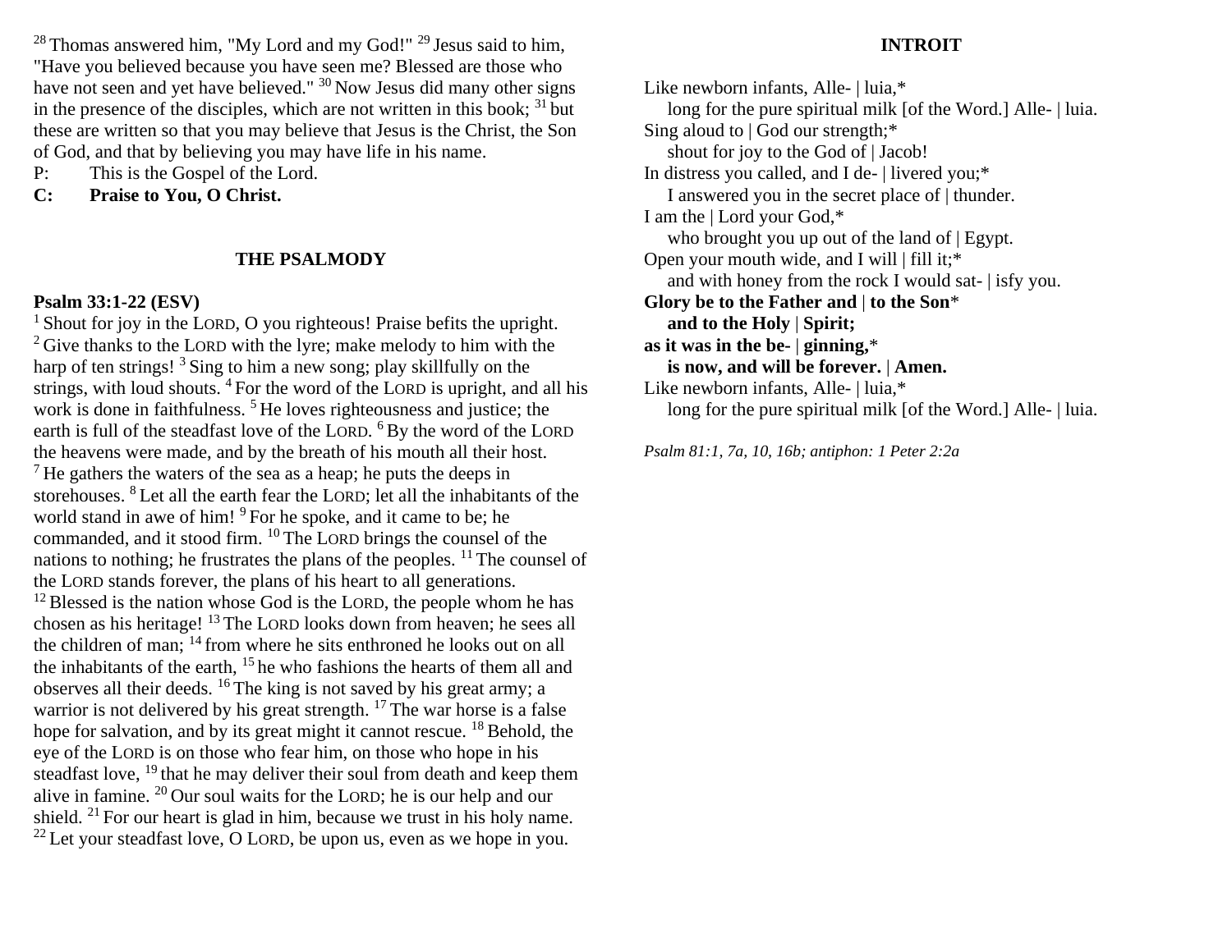[28] Thomas answered him, "My Lord and my God!" [29] Jesus said to him, "Have you believed because you have seen me? Blessed are those who have not seen and yet have believed." [30] Now Jesus did many other signs in the presence of the disciples, which are not written in this book; [31] but these are written so that you may believe that Jesus is the Christ, the Son of God, and that by believing you may have life in his name.

P: This is the Gospel of the Lord.

**C: Praise to You, O Christ.**

## THE PSALMODY

**Psalm 33:1-22 (ESV)**

[1] Shout for joy in the LORD, O you righteous! Praise befits the upright. [2] Give thanks to the LORD with the lyre; make melody to him with the harp of ten strings! [3] Sing to him a new song; play skillfully on the strings, with loud shouts. [4] For the word of the LORD is upright, and all his work is done in faithfulness. [5] He loves righteousness and justice; the earth is full of the steadfast love of the LORD. [6] By the word of the LORD the heavens were made, and by the breath of his mouth all their host. [7] He gathers the waters of the sea as a heap; he puts the deeps in storehouses. [8] Let all the earth fear the LORD; let all the inhabitants of the world stand in awe of him! [9] For he spoke, and it came to be; he commanded, and it stood firm. [10] The LORD brings the counsel of the nations to nothing; he frustrates the plans of the peoples. [11] The counsel of the LORD stands forever, the plans of his heart to all generations. [12] Blessed is the nation whose God is the LORD, the people whom he has chosen as his heritage! [13] The LORD looks down from heaven; he sees all the children of man; [14] from where he sits enthroned he looks out on all the inhabitants of the earth, [15] he who fashions the hearts of them all and observes all their deeds. [16] The king is not saved by his great army; a warrior is not delivered by his great strength. [17] The war horse is a false hope for salvation, and by its great might it cannot rescue. [18] Behold, the eye of the LORD is on those who fear him, on those who hope in his steadfast love, [19] that he may deliver their soul from death and keep them alive in famine. [20] Our soul waits for the LORD; he is our help and our shield. [21] For our heart is glad in him, because we trust in his holy name. [22] Let your steadfast love, O LORD, be upon us, even as we hope in you.

## INTROIT

Like newborn infants, Alle- | luia,*
  long for the pure spiritual milk [of the Word.] Alle- | luia.
Sing aloud to | God our strength;*
  shout for joy to the God of | Jacob!
In distress you called, and I de- | livered you;*
  I answered you in the secret place of | thunder.
I am the | Lord your God,*
  who brought you up out of the land of | Egypt.
Open your mouth wide, and I will | fill it;*
  and with honey from the rock I would sat- | isfy you.
**Glory be to the Father and | to the Son***
  **and to the Holy | Spirit;**
**as it was in the be- | ginning,***
  **is now, and will be forever. | Amen.**
Like newborn infants, Alle- | luia,*
  long for the pure spiritual milk [of the Word.] Alle- | luia.

*Psalm 81:1, 7a, 10, 16b; antiphon: 1 Peter 2:2a*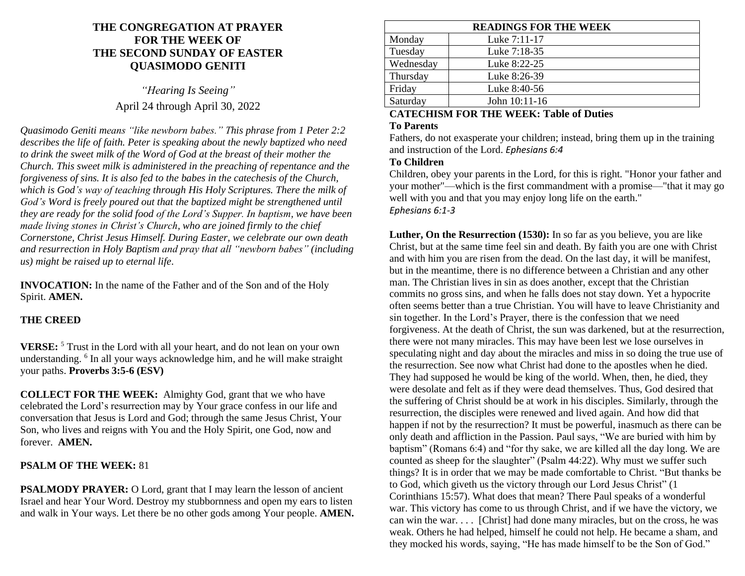# THE CONGREGATION AT PRAYER FOR THE WEEK OF THE SECOND SUNDAY OF EASTER QUASIMODO GENITI

*"Hearing Is Seeing"*

April 24 through April 30, 2022

*Quasimodo Geniti means "like newborn babes." This phrase from 1 Peter 2:2 describes the life of faith. Peter is speaking about the newly baptized who need to drink the sweet milk of the Word of God at the breast of their mother the Church. This sweet milk is administered in the preaching of repentance and the forgiveness of sins. It is also fed to the babes in the catechesis of the Church, which is God's way of teaching through His Holy Scriptures. There the milk of God's Word is freely poured out that the baptized might be strengthened until they are ready for the solid food of the Lord's Supper. In baptism, we have been made living stones in Christ's Church, who are joined firmly to the chief Cornerstone, Christ Jesus Himself. During Easter, we celebrate our own death and resurrection in Holy Baptism and pray that all "newborn babes" (including us) might be raised up to eternal life.*

**INVOCATION:** In the name of the Father and of the Son and of the Holy Spirit. **AMEN.**

**THE CREED**

**VERSE:** [5] Trust in the Lord with all your heart, and do not lean on your own understanding. [6] In all your ways acknowledge him, and he will make straight your paths. **Proverbs 3:5-6 (ESV)**

**COLLECT FOR THE WEEK:** Almighty God, grant that we who have celebrated the Lord's resurrection may by Your grace confess in our life and conversation that Jesus is Lord and God; through the same Jesus Christ, Your Son, who lives and reigns with You and the Holy Spirit, one God, now and forever. **AMEN.**

**PSALM OF THE WEEK:** 81

**PSALMODY PRAYER:** O Lord, grant that I may learn the lesson of ancient Israel and hear Your Word. Destroy my stubbornness and open my ears to listen and walk in Your ways. Let there be no other gods among Your people. **AMEN.**

| READINGS FOR THE WEEK | |
|---|---|
| Monday | Luke 7:11-17 |
| Tuesday | Luke 7:18-35 |
| Wednesday | Luke 8:22-25 |
| Thursday | Luke 8:26-39 |
| Friday | Luke 8:40-56 |
| Saturday | John 10:11-16 |

**CATECHISM FOR THE WEEK: Table of Duties**

**To Parents**

Fathers, do not exasperate your children; instead, bring them up in the training and instruction of the Lord. *Ephesians 6:4*

**To Children**

Children, obey your parents in the Lord, for this is right. "Honor your father and your mother"—which is the first commandment with a promise—"that it may go well with you and that you may enjoy long life on the earth." *Ephesians 6:1-3*

**Luther, On the Resurrection (1530):** In so far as you believe, you are like Christ, but at the same time feel sin and death. By faith you are one with Christ and with him you are risen from the dead. On the last day, it will be manifest, but in the meantime, there is no difference between a Christian and any other man. The Christian lives in sin as does another, except that the Christian commits no gross sins, and when he falls does not stay down. Yet a hypocrite often seems better than a true Christian. You will have to leave Christianity and sin together. In the Lord's Prayer, there is the confession that we need forgiveness. At the death of Christ, the sun was darkened, but at the resurrection, there were not many miracles. This may have been lest we lose ourselves in speculating night and day about the miracles and miss in so doing the true use of the resurrection. See now what Christ had done to the apostles when he died. They had supposed he would be king of the world. When, then, he died, they were desolate and felt as if they were dead themselves. Thus, God desired that the suffering of Christ should be at work in his disciples. Similarly, through the resurrection, the disciples were renewed and lived again. And how did that happen if not by the resurrection? It must be powerful, inasmuch as there can be only death and affliction in the Passion. Paul says, "We are buried with him by baptism" (Romans 6:4) and "for thy sake, we are killed all the day long. We are counted as sheep for the slaughter" (Psalm 44:22). Why must we suffer such things? It is in order that we may be made comfortable to Christ. "But thanks be to God, which giveth us the victory through our Lord Jesus Christ" (1 Corinthians 15:57). What does that mean? There Paul speaks of a wonderful war. This victory has come to us through Christ, and if we have the victory, we can win the war. . . . [Christ] had done many miracles, but on the cross, he was weak. Others he had helped, himself he could not help. He became a sham, and they mocked his words, saying, "He has made himself to be the Son of God."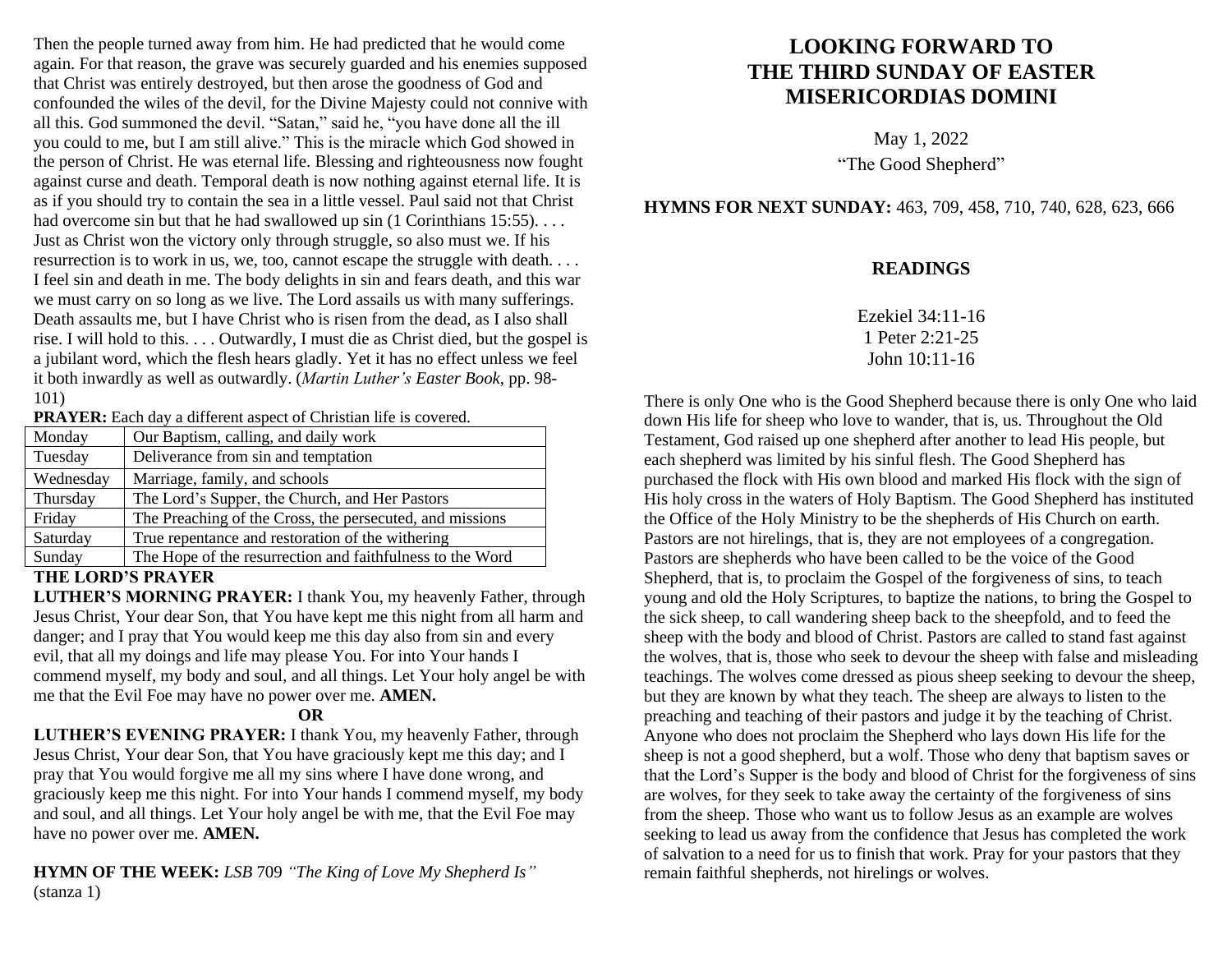Then the people turned away from him. He had predicted that he would come again. For that reason, the grave was securely guarded and his enemies supposed that Christ was entirely destroyed, but then arose the goodness of God and confounded the wiles of the devil, for the Divine Majesty could not connive with all this. God summoned the devil. "Satan," said he, "you have done all the ill you could to me, but I am still alive." This is the miracle which God showed in the person of Christ. He was eternal life. Blessing and righteousness now fought against curse and death. Temporal death is now nothing against eternal life. It is as if you should try to contain the sea in a little vessel. Paul said not that Christ had overcome sin but that he had swallowed up sin (1 Corinthians 15:55). . . . Just as Christ won the victory only through struggle, so also must we. If his resurrection is to work in us, we, too, cannot escape the struggle with death. . . . I feel sin and death in me. The body delights in sin and fears death, and this war we must carry on so long as we live. The Lord assails us with many sufferings. Death assaults me, but I have Christ who is risen from the dead, as I also shall rise. I will hold to this. . . . Outwardly, I must die as Christ died, but the gospel is a jubilant word, which the flesh hears gladly. Yet it has no effect unless we feel it both inwardly as well as outwardly. (*Martin Luther's Easter Book*, pp. 98-101)

**PRAYER:** Each day a different aspect of Christian life is covered.

| | |
|---|---|
| Monday | Our Baptism, calling, and daily work |
| Tuesday | Deliverance from sin and temptation |
| Wednesday | Marriage, family, and schools |
| Thursday | The Lord's Supper, the Church, and Her Pastors |
| Friday | The Preaching of the Cross, the persecuted, and missions |
| Saturday | True repentance and restoration of the withering |
| Sunday | The Hope of the resurrection and faithfulness to the Word |

**THE LORD'S PRAYER**

**LUTHER'S MORNING PRAYER:** I thank You, my heavenly Father, through Jesus Christ, Your dear Son, that You have kept me this night from all harm and danger; and I pray that You would keep me this day also from sin and every evil, that all my doings and life may please You. For into Your hands I commend myself, my body and soul, and all things. Let Your holy angel be with me that the Evil Foe may have no power over me. **AMEN.**

**OR**

**LUTHER'S EVENING PRAYER:** I thank You, my heavenly Father, through Jesus Christ, Your dear Son, that You have graciously kept me this day; and I pray that You would forgive me all my sins where I have done wrong, and graciously keep me this night. For into Your hands I commend myself, my body and soul, and all things. Let Your holy angel be with me, that the Evil Foe may have no power over me. **AMEN.**

**HYMN OF THE WEEK:** *LSB* 709 *"The King of Love My Shepherd Is"* (stanza 1)

# LOOKING FORWARD TO THE THIRD SUNDAY OF EASTER MISERICORDIAS DOMINI

May 1, 2022

"The Good Shepherd"

**HYMNS FOR NEXT SUNDAY:** 463, 709, 458, 710, 740, 628, 623, 666

## READINGS

Ezekiel 34:11-16
1 Peter 2:21-25
John 10:11-16

There is only One who is the Good Shepherd because there is only One who laid down His life for sheep who love to wander, that is, us. Throughout the Old Testament, God raised up one shepherd after another to lead His people, but each shepherd was limited by his sinful flesh. The Good Shepherd has purchased the flock with His own blood and marked His flock with the sign of His holy cross in the waters of Holy Baptism. The Good Shepherd has instituted the Office of the Holy Ministry to be the shepherds of His Church on earth. Pastors are not hirelings, that is, they are not employees of a congregation. Pastors are shepherds who have been called to be the voice of the Good Shepherd, that is, to proclaim the Gospel of the forgiveness of sins, to teach young and old the Holy Scriptures, to baptize the nations, to bring the Gospel to the sick sheep, to call wandering sheep back to the sheepfold, and to feed the sheep with the body and blood of Christ. Pastors are called to stand fast against the wolves, that is, those who seek to devour the sheep with false and misleading teachings. The wolves come dressed as pious sheep seeking to devour the sheep, but they are known by what they teach. The sheep are always to listen to the preaching and teaching of their pastors and judge it by the teaching of Christ. Anyone who does not proclaim the Shepherd who lays down His life for the sheep is not a good shepherd, but a wolf. Those who deny that baptism saves or that the Lord's Supper is the body and blood of Christ for the forgiveness of sins are wolves, for they seek to take away the certainty of the forgiveness of sins from the sheep. Those who want us to follow Jesus as an example are wolves seeking to lead us away from the confidence that Jesus has completed the work of salvation to a need for us to finish that work. Pray for your pastors that they remain faithful shepherds, not hirelings or wolves.